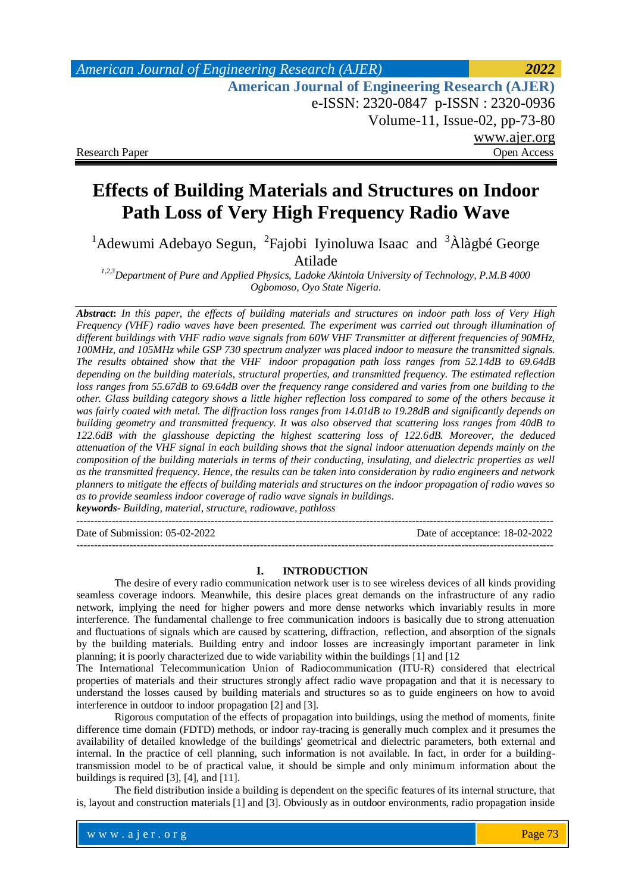# Effects of Building Materials and Structures on Indoor Path Loss of Very High Frequency Radio Wave

[1]Adewumi Adebayo Segun, [2]Fajobi Iyinoluwa Isaac and [3]Àlàgbé George Atilade

*[1,2,3]Department of Pure and Applied Physics, Ladoke Akintola University of Technology, P.M.B 4000 Ogbomoso, Oyo State Nigeria.*

***Abstract*:** *In this paper, the effects of building materials and structures on indoor path loss of Very High Frequency (VHF) radio waves have been presented. The experiment was carried out through illumination of different buildings with VHF radio wave signals from 60W VHF Transmitter at different frequencies of 90MHz, 100MHz, and 105MHz while GSP 730 spectrum analyzer was placed indoor to measure the transmitted signals. The results obtained show that the VHF indoor propagation path loss ranges from 52.14dB to 69.64dB depending on the building materials, structural properties, and transmitted frequency. The estimated reflection loss ranges from 55.67dB to 69.64dB over the frequency range considered and varies from one building to the other. Glass building category shows a little higher reflection loss compared to some of the others because it was fairly coated with metal. The diffraction loss ranges from 14.01dB to 19.28dB and significantly depends on building geometry and transmitted frequency. It was also observed that scattering loss ranges from 40dB to 122.6dB with the glasshouse depicting the highest scattering loss of 122.6dB. Moreover, the deduced attenuation of the VHF signal in each building shows that the signal indoor attenuation depends mainly on the composition of the building materials in terms of their conducting, insulating, and dielectric properties as well as the transmitted frequency. Hence, the results can be taken into consideration by radio engineers and network planners to mitigate the effects of building materials and structures on the indoor propagation of radio waves so as to provide seamless indoor coverage of radio wave signals in buildings.*

***keywords****- Building, material, structure, radiowave, pathloss*

---

Date of Submission: 05-02-2022 Date of acceptance: 18-02-2022

---

## I. INTRODUCTION

The desire of every radio communication network user is to see wireless devices of all kinds providing seamless coverage indoors. Meanwhile, this desire places great demands on the infrastructure of any radio network, implying the need for higher powers and more dense networks which invariably results in more interference. The fundamental challenge to free communication indoors is basically due to strong attenuation and fluctuations of signals which are caused by scattering, diffraction, reflection, and absorption of the signals by the building materials. Building entry and indoor losses are increasingly important parameter in link planning; it is poorly characterized due to wide variability within the buildings [1] and [12

The International Telecommunication Union of Radiocommunication (ITU-R) considered that electrical properties of materials and their structures strongly affect radio wave propagation and that it is necessary to understand the losses caused by building materials and structures so as to guide engineers on how to avoid interference in outdoor to indoor propagation [2] and [3].

Rigorous computation of the effects of propagation into buildings, using the method of moments, finite difference time domain (FDTD) methods, or indoor ray-tracing is generally much complex and it presumes the availability of detailed knowledge of the buildings' geometrical and dielectric parameters, both external and internal. In the practice of cell planning, such information is not available. In fact, in order for a building-transmission model to be of practical value, it should be simple and only minimum information about the buildings is required [3], [4], and [11].

The field distribution inside a building is dependent on the specific features of its internal structure, that is, layout and construction materials [1] and [3]. Obviously as in outdoor environments, radio propagation inside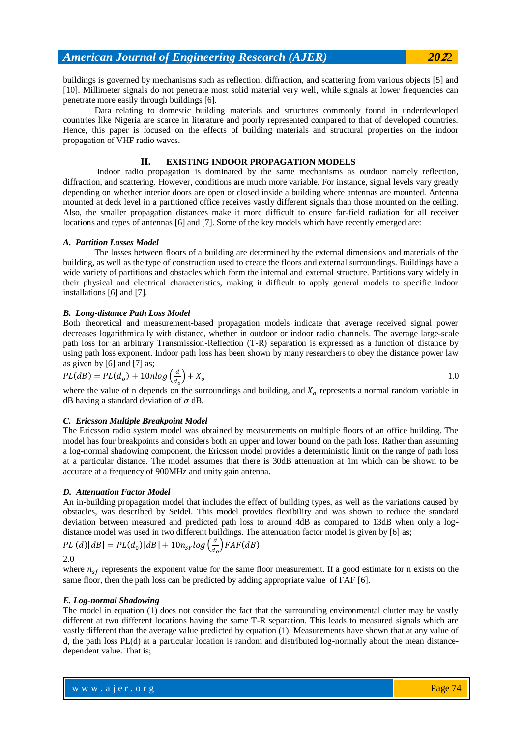buildings is governed by mechanisms such as reflection, diffraction, and scattering from various objects [5] and [10]. Millimeter signals do not penetrate most solid material very well, while signals at lower frequencies can penetrate more easily through buildings [6].

Data relating to domestic building materials and structures commonly found in underdeveloped countries like Nigeria are scarce in literature and poorly represented compared to that of developed countries. Hence, this paper is focused on the effects of building materials and structural properties on the indoor propagation of VHF radio waves.

## II. EXISTING INDOOR PROPAGATION MODELS

Indoor radio propagation is dominated by the same mechanisms as outdoor namely reflection, diffraction, and scattering. However, conditions are much more variable. For instance, signal levels vary greatly depending on whether interior doors are open or closed inside a building where antennas are mounted. Antenna mounted at deck level in a partitioned office receives vastly different signals than those mounted on the ceiling. Also, the smaller propagation distances make it more difficult to ensure far-field radiation for all receiver locations and types of antennas [6] and [7]. Some of the key models which have recently emerged are:

### A. Partition Losses Model

The losses between floors of a building are determined by the external dimensions and materials of the building, as well as the type of construction used to create the floors and external surroundings. Buildings have a wide variety of partitions and obstacles which form the internal and external structure. Partitions vary widely in their physical and electrical characteristics, making it difficult to apply general models to specific indoor installations [6] and [7].

### B. Long-distance Path Loss Model

Both theoretical and measurement-based propagation models indicate that average received signal power decreases logarithmically with distance, whether in outdoor or indoor radio channels. The average large-scale path loss for an arbitrary Transmission-Reflection (T-R) separation is expressed as a function of distance by using path loss exponent. Indoor path loss has been shown by many researchers to obey the distance power law as given by [6] and [7] as;

$$PL(dB) = PL(d_o) + 10nlog\left(\frac{d}{d_o}\right) + X_o \qquad 1.0$$

where the value of n depends on the surroundings and building, and $X_o$ represents a normal random variable in dB having a standard deviation of $\sigma$ dB.

### C. Ericsson Multiple Breakpoint Model

The Ericsson radio system model was obtained by measurements on multiple floors of an office building. The model has four breakpoints and considers both an upper and lower bound on the path loss. Rather than assuming a log-normal shadowing component, the Ericsson model provides a deterministic limit on the range of path loss at a particular distance. The model assumes that there is 30dB attenuation at 1m which can be shown to be accurate at a frequency of 900MHz and unity gain antenna.

### D. Attenuation Factor Model

An in-building propagation model that includes the effect of building types, as well as the variations caused by obstacles, was described by Seidel. This model provides flexibility and was shown to reduce the standard deviation between measured and predicted path loss to around 4dB as compared to 13dB when only a log-distance model was used in two different buildings. The attenuation factor model is given by [6] as;

$$PL\,(d)[dB] = PL(d_0)[dB] + 10n_{SF}log\left(\frac{d}{d_o}\right)FAF(dB)$$

2.0

where $n_{sf}$ represents the exponent value for the same floor measurement. If a good estimate for n exists on the same floor, then the path loss can be predicted by adding appropriate value of FAF [6].

### E. Log-normal Shadowing

The model in equation (1) does not consider the fact that the surrounding environmental clutter may be vastly different at two different locations having the same T-R separation. This leads to measured signals which are vastly different than the average value predicted by equation (1). Measurements have shown that at any value of d, the path loss PL(d) at a particular location is random and distributed log-normally about the mean distance-dependent value. That is;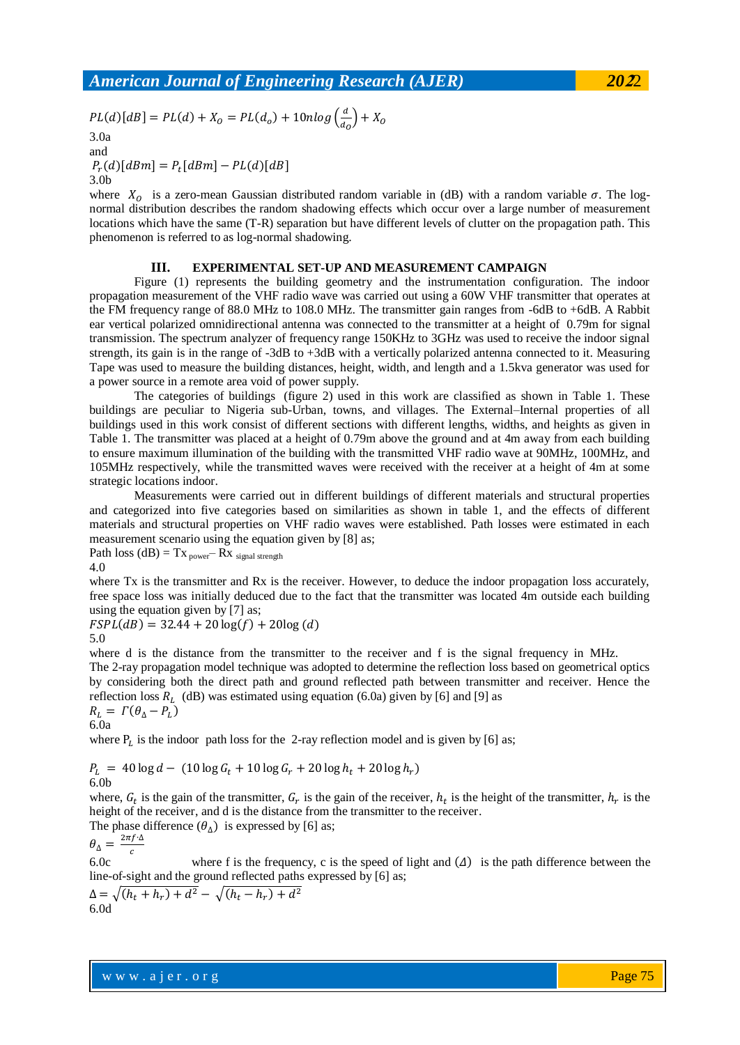$$PL(d)[dB] = PL(d) + X_O = PL(d_o) + 10n log\left(\frac{d}{d_O}\right) + X_O$$
3.0a

and

$$P_r(d)[dBm] = P_t[dBm] - PL(d)[dB]$$
3.0b

where $X_O$ is a zero-mean Gaussian distributed random variable in (dB) with a random variable $\sigma$. The log-normal distribution describes the random shadowing effects which occur over a large number of measurement locations which have the same (T-R) separation but have different levels of clutter on the propagation path. This phenomenon is referred to as log-normal shadowing.

## III. EXPERIMENTAL SET-UP AND MEASUREMENT CAMPAIGN

Figure (1) represents the building geometry and the instrumentation configuration. The indoor propagation measurement of the VHF radio wave was carried out using a 60W VHF transmitter that operates at the FM frequency range of 88.0 MHz to 108.0 MHz. The transmitter gain ranges from -6dB to +6dB. A Rabbit ear vertical polarized omnidirectional antenna was connected to the transmitter at a height of 0.79m for signal transmission. The spectrum analyzer of frequency range 150KHz to 3GHz was used to receive the indoor signal strength, its gain is in the range of -3dB to +3dB with a vertically polarized antenna connected to it. Measuring Tape was used to measure the building distances, height, width, and length and a 1.5kva generator was used for a power source in a remote area void of power supply.

The categories of buildings (figure 2) used in this work are classified as shown in Table 1. These buildings are peculiar to Nigeria sub-Urban, towns, and villages. The External–Internal properties of all buildings used in this work consist of different sections with different lengths, widths, and heights as given in Table 1. The transmitter was placed at a height of 0.79m above the ground and at 4m away from each building to ensure maximum illumination of the building with the transmitted VHF radio wave at 90MHz, 100MHz, and 105MHz respectively, while the transmitted waves were received with the receiver at a height of 4m at some strategic locations indoor.

Measurements were carried out in different buildings of different materials and structural properties and categorized into five categories based on similarities as shown in table 1, and the effects of different materials and structural properties on VHF radio waves were established. Path losses were estimated in each measurement scenario using the equation given by [8] as;

Path loss (dB) = $Tx_{\text{power}} - Rx_{\text{signal strength}}$
4.0

where Tx is the transmitter and Rx is the receiver. However, to deduce the indoor propagation loss accurately, free space loss was initially deduced due to the fact that the transmitter was located 4m outside each building using the equation given by [7] as;

$$FSPL(dB) = 32.44 + 20\log(f) + 20\log(d)$$
5.0

where d is the distance from the transmitter to the receiver and f is the signal frequency in MHz. The 2-ray propagation model technique was adopted to determine the reflection loss based on geometrical optics by considering both the direct path and ground reflected path between transmitter and receiver. Hence the reflection loss $R_L$ (dB) was estimated using equation (6.0a) given by [6] and [9] as

$$R_L = \Gamma(\theta_\Delta - P_L)$$
6.0a

where $P_L$ is the indoor path loss for the 2-ray reflection model and is given by [6] as;

$$P_L = 40\log d - (10\log G_t + 10\log G_r + 20\log h_t + 20\log h_r)$$
6.0b

where, $G_t$ is the gain of the transmitter, $G_r$ is the gain of the receiver, $h_t$ is the height of the transmitter, $h_r$ is the height of the receiver, and d is the distance from the transmitter to the receiver.

The phase difference $(\theta_\Delta)$ is expressed by [6] as;

$$\theta_\Delta = \frac{2\pi f \cdot \Delta}{c}$$
6.0c

where f is the frequency, c is the speed of light and $(\Delta)$ is the path difference between the line-of-sight and the ground reflected paths expressed by [6] as;

$$\Delta = \sqrt{(h_t + h_r) + d^2} - \sqrt{(h_t - h_r) + d^2}$$
6.0d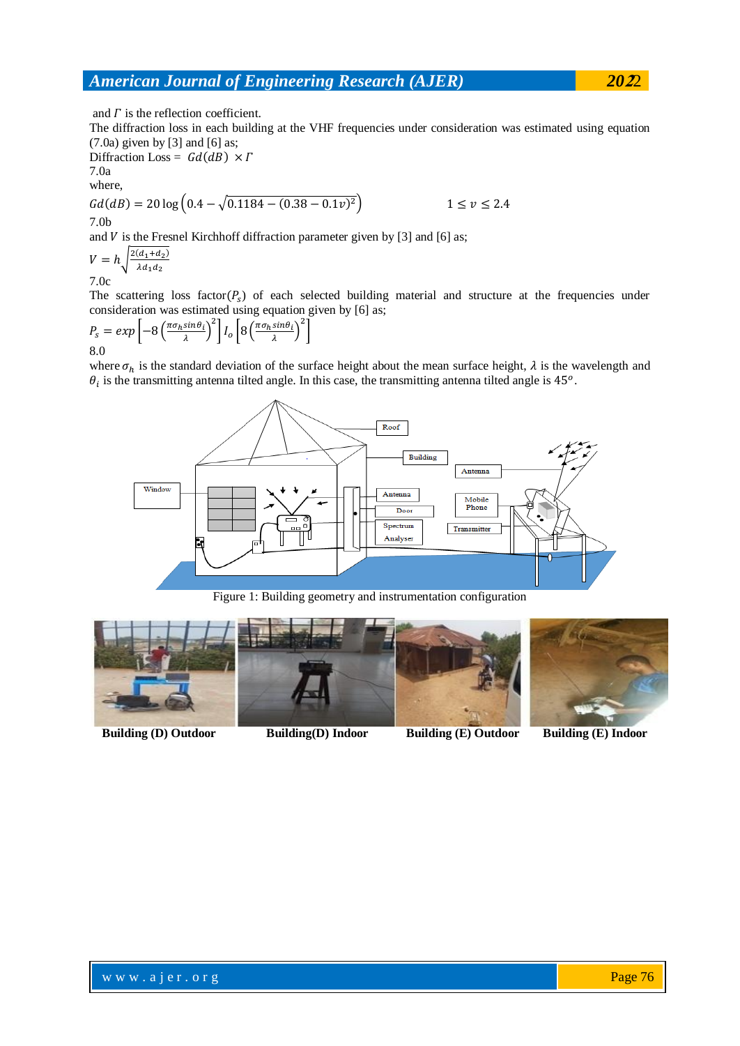and $\Gamma$ is the reflection coefficient.

The diffraction loss in each building at the VHF frequencies under consideration was estimated using equation (7.0a) given by [3] and [6] as;

$$\text{Diffraction Loss} = Gd(dB) \times \Gamma \tag{7.0a}$$

where,

$$Gd(dB) = 20\log\left(0.4 - \sqrt{0.1184 - (0.38 - 0.1v)^2}\right) \qquad 1 \leq v \leq 2.4 \tag{7.0b}$$

and $V$ is the Fresnel Kirchhoff diffraction parameter given by [3] and [6] as;

$$V = h\sqrt{\frac{2(d_1 + d_2)}{\lambda d_1 d_2}} \tag{7.0c}$$

The scattering loss factor($P_s$) of each selected building material and structure at the frequencies under consideration was estimated using equation given by [6] as;

$$P_s = exp\left[-8\left(\frac{\pi\sigma_h \sin\theta_i}{\lambda}\right)^2\right] I_o\left[8\left(\frac{\pi\sigma_h \sin\theta_i}{\lambda}\right)^2\right] \tag{8.0}$$

where $\sigma_h$ is the standard deviation of the surface height about the mean surface height, $\lambda$ is the wavelength and $\theta_i$ is the transmitting antenna tilted angle. In this case, the transmitting antenna tilted angle is $45^o$.

Figure 1: Building geometry and instrumentation configuration

**Building (D) Outdoor** **Building(D) Indoor** **Building (E) Outdoor** **Building (E) Indoor**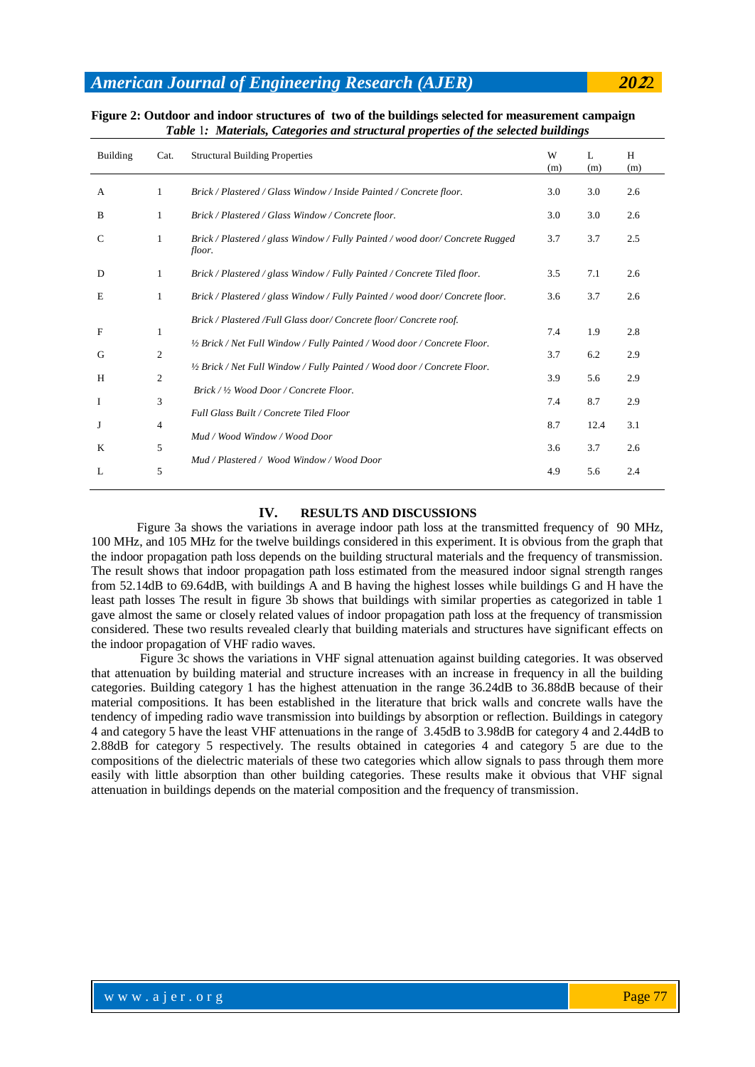**Figure 2: Outdoor and indoor structures of two of the buildings selected for measurement campaign**

***Table 1: Materials, Categories and structural properties of the selected buildings***

| Building | Cat. | Structural Building Properties | W (m) | L (m) | H (m) |
|---|---|---|---|---|---|
| A | 1 | *Brick / Plastered / Glass Window / Inside Painted / Concrete floor.* | 3.0 | 3.0 | 2.6 |
| B | 1 | *Brick / Plastered / Glass Window / Concrete floor.* | 3.0 | 3.0 | 2.6 |
| C | 1 | *Brick / Plastered / glass Window / Fully Painted / wood door/ Concrete Rugged floor.* | 3.7 | 3.7 | 2.5 |
| D | 1 | *Brick / Plastered / glass Window / Fully Painted / Concrete Tiled floor.* | 3.5 | 7.1 | 2.6 |
| E | 1 | *Brick / Plastered / glass Window / Fully Painted / wood door/ Concrete floor.* | 3.6 | 3.7 | 2.6 |
| F | 1 | *Brick / Plastered /Full Glass door/ Concrete floor/ Concrete roof.* | 7.4 | 1.9 | 2.8 |
| G | 2 | *½ Brick / Net Full Window / Fully Painted / Wood door / Concrete Floor.* | 3.7 | 6.2 | 2.9 |
| H | 2 | *½ Brick / Net Full Window / Fully Painted / Wood door / Concrete Floor.* | 3.9 | 5.6 | 2.9 |
| I | 3 | *Brick / ½ Wood Door / Concrete Floor.* | 7.4 | 8.7 | 2.9 |
| J | 4 | *Full Glass Built / Concrete Tiled Floor* | 8.7 | 12.4 | 3.1 |
| K | 5 | *Mud / Wood Window / Wood Door* | 3.6 | 3.7 | 2.6 |
| L | 5 | *Mud / Plastered / Wood Window / Wood Door* | 4.9 | 5.6 | 2.4 |

## IV. RESULTS AND DISCUSSIONS

Figure 3a shows the variations in average indoor path loss at the transmitted frequency of 90 MHz, 100 MHz, and 105 MHz for the twelve buildings considered in this experiment. It is obvious from the graph that the indoor propagation path loss depends on the building structural materials and the frequency of transmission. The result shows that indoor propagation path loss estimated from the measured indoor signal strength ranges from 52.14dB to 69.64dB, with buildings A and B having the highest losses while buildings G and H have the least path losses The result in figure 3b shows that buildings with similar properties as categorized in table 1 gave almost the same or closely related values of indoor propagation path loss at the frequency of transmission considered. These two results revealed clearly that building materials and structures have significant effects on the indoor propagation of VHF radio waves.

Figure 3c shows the variations in VHF signal attenuation against building categories. It was observed that attenuation by building material and structure increases with an increase in frequency in all the building categories. Building category 1 has the highest attenuation in the range 36.24dB to 36.88dB because of their material compositions. It has been established in the literature that brick walls and concrete walls have the tendency of impeding radio wave transmission into buildings by absorption or reflection. Buildings in category 4 and category 5 have the least VHF attenuations in the range of 3.45dB to 3.98dB for category 4 and 2.44dB to 2.88dB for category 5 respectively. The results obtained in categories 4 and category 5 are due to the compositions of the dielectric materials of these two categories which allow signals to pass through them more easily with little absorption than other building categories. These results make it obvious that VHF signal attenuation in buildings depends on the material composition and the frequency of transmission.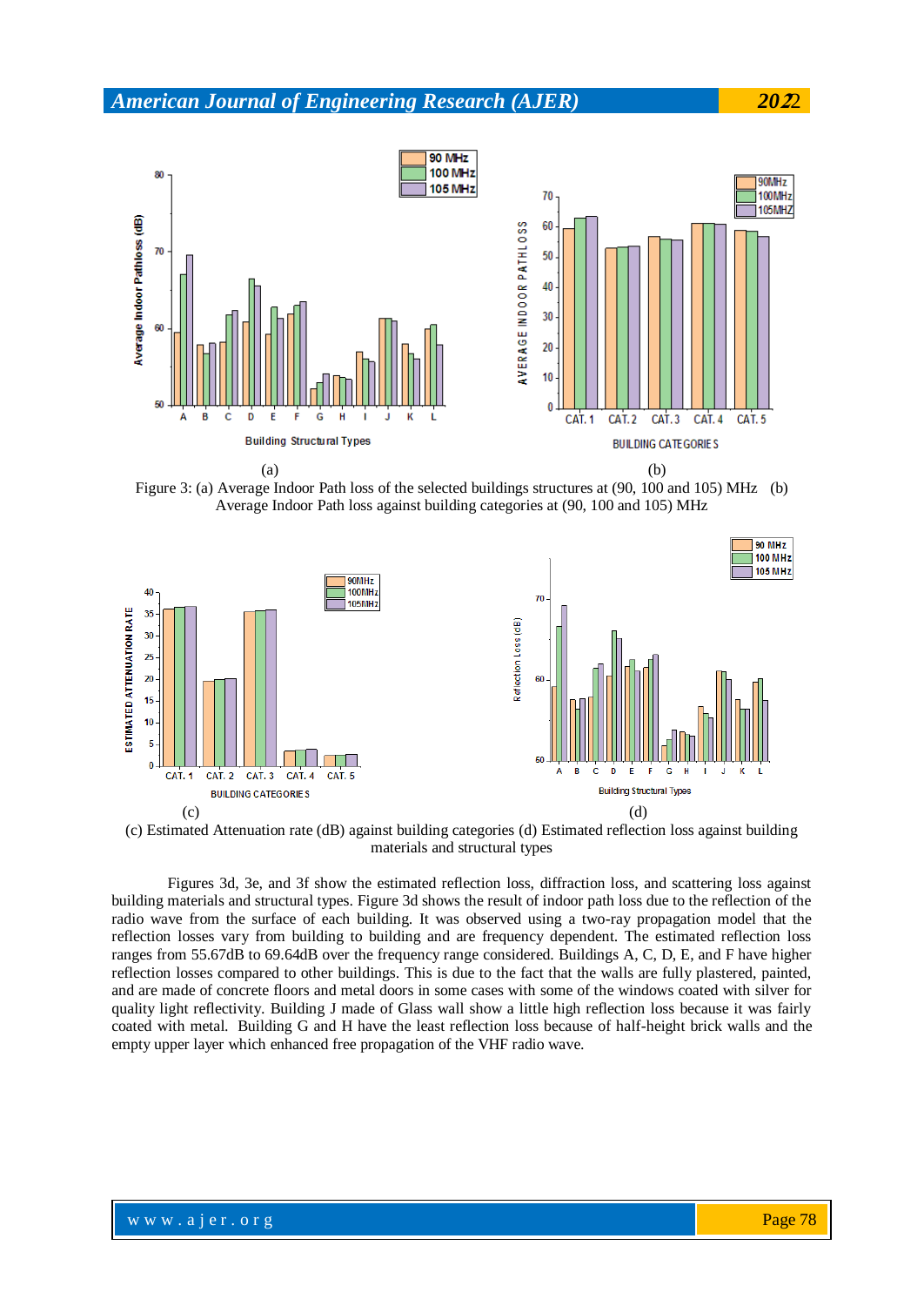(a) (b)

Figure 3: (a) Average Indoor Path loss of the selected buildings structures at (90, 100 and 105) MHz (b) Average Indoor Path loss against building categories at (90, 100 and 105) MHz

(c) (d)

(c) Estimated Attenuation rate (dB) against building categories (d) Estimated reflection loss against building materials and structural types

Figures 3d, 3e, and 3f show the estimated reflection loss, diffraction loss, and scattering loss against building materials and structural types. Figure 3d shows the result of indoor path loss due to the reflection of the radio wave from the surface of each building. It was observed using a two-ray propagation model that the reflection losses vary from building to building and are frequency dependent. The estimated reflection loss ranges from 55.67dB to 69.64dB over the frequency range considered. Buildings A, C, D, E, and F have higher reflection losses compared to other buildings. This is due to the fact that the walls are fully plastered, painted, and are made of concrete floors and metal doors in some cases with some of the windows coated with silver for quality light reflectivity. Building J made of Glass wall show a little high reflection loss because it was fairly coated with metal. Building G and H have the least reflection loss because of half-height brick walls and the empty upper layer which enhanced free propagation of the VHF radio wave.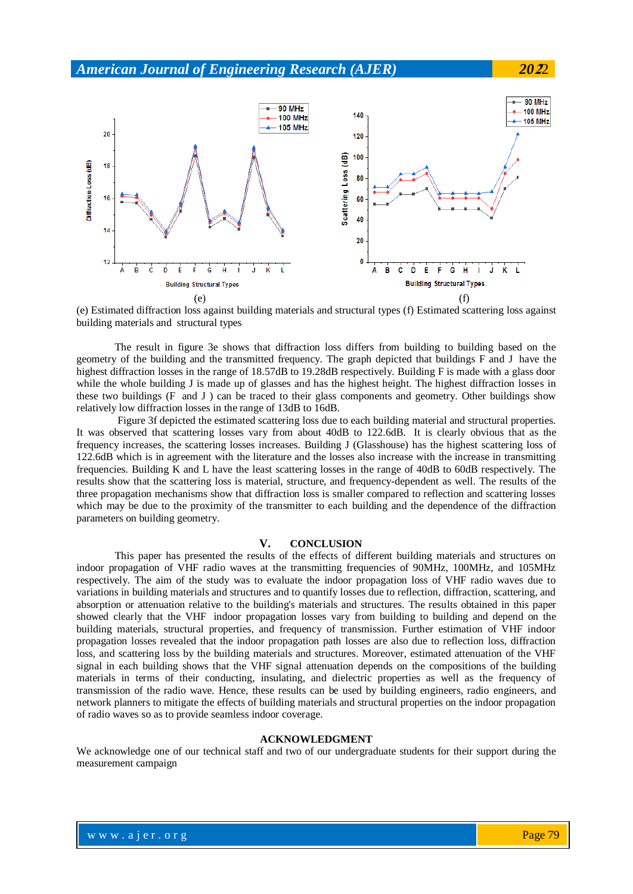(e) (f)

(e) Estimated diffraction loss against building materials and structural types (f) Estimated scattering loss against building materials and structural types

The result in figure 3e shows that diffraction loss differs from building to building based on the geometry of the building and the transmitted frequency. The graph depicted that buildings F and J have the highest diffraction losses in the range of 18.57dB to 19.28dB respectively. Building F is made with a glass door while the whole building J is made up of glasses and has the highest height. The highest diffraction losses in these two buildings (F and J ) can be traced to their glass components and geometry. Other buildings show relatively low diffraction losses in the range of 13dB to 16dB.

Figure 3f depicted the estimated scattering loss due to each building material and structural properties. It was observed that scattering losses vary from about 40dB to 122.6dB. It is clearly obvious that as the frequency increases, the scattering losses increases. Building J (Glasshouse) has the highest scattering loss of 122.6dB which is in agreement with the literature and the losses also increase with the increase in transmitting frequencies. Building K and L have the least scattering losses in the range of 40dB to 60dB respectively. The results show that the scattering loss is material, structure, and frequency-dependent as well. The results of the three propagation mechanisms show that diffraction loss is smaller compared to reflection and scattering losses which may be due to the proximity of the transmitter to each building and the dependence of the diffraction parameters on building geometry.

## V. CONCLUSION

This paper has presented the results of the effects of different building materials and structures on indoor propagation of VHF radio waves at the transmitting frequencies of 90MHz, 100MHz, and 105MHz respectively. The aim of the study was to evaluate the indoor propagation loss of VHF radio waves due to variations in building materials and structures and to quantify losses due to reflection, diffraction, scattering, and absorption or attenuation relative to the building's materials and structures. The results obtained in this paper showed clearly that the VHF indoor propagation losses vary from building to building and depend on the building materials, structural properties, and frequency of transmission. Further estimation of VHF indoor propagation losses revealed that the indoor propagation path losses are also due to reflection loss, diffraction loss, and scattering loss by the building materials and structures. Moreover, estimated attenuation of the VHF signal in each building shows that the VHF signal attenuation depends on the compositions of the building materials in terms of their conducting, insulating, and dielectric properties as well as the frequency of transmission of the radio wave. Hence, these results can be used by building engineers, radio engineers, and network planners to mitigate the effects of building materials and structural properties on the indoor propagation of radio waves so as to provide seamless indoor coverage.

## ACKNOWLEDGMENT

We acknowledge one of our technical staff and two of our undergraduate students for their support during the measurement campaign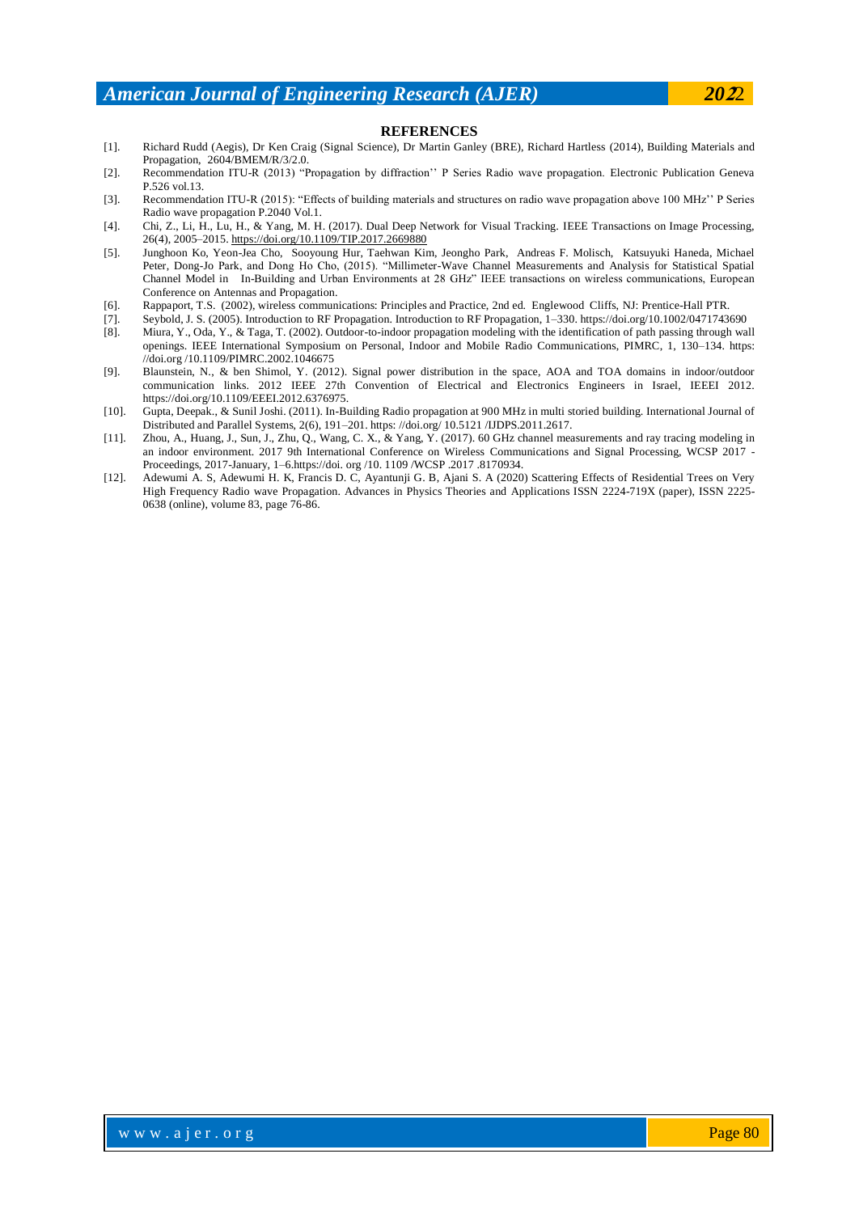## REFERENCES

[1]. Richard Rudd (Aegis), Dr Ken Craig (Signal Science), Dr Martin Ganley (BRE), Richard Hartless (2014), Building Materials and Propagation, 2604/BMEM/R/3/2.0.

[2]. Recommendation ITU-R (2013) "Propagation by diffraction'' P Series Radio wave propagation. Electronic Publication Geneva P.526 vol.13.

[3]. Recommendation ITU-R (2015): "Effects of building materials and structures on radio wave propagation above 100 MHz'' P Series Radio wave propagation P.2040 Vol.1.

[4]. Chi, Z., Li, H., Lu, H., & Yang, M. H. (2017). Dual Deep Network for Visual Tracking. IEEE Transactions on Image Processing, 26(4), 2005–2015. https://doi.org/10.1109/TIP.2017.2669880

[5]. Junghoon Ko, Yeon-Jea Cho, Sooyoung Hur, Taehwan Kim, Jeongho Park, Andreas F. Molisch, Katsuyuki Haneda, Michael Peter, Dong-Jo Park, and Dong Ho Cho, (2015). "Millimeter-Wave Channel Measurements and Analysis for Statistical Spatial Channel Model in In-Building and Urban Environments at 28 GHz" IEEE transactions on wireless communications, European Conference on Antennas and Propagation.

[6]. Rappaport, T.S. (2002), wireless communications: Principles and Practice, 2nd ed. Englewood Cliffs, NJ: Prentice-Hall PTR.

[7]. Seybold, J. S. (2005). Introduction to RF Propagation. Introduction to RF Propagation, 1–330. https://doi.org/10.1002/0471743690

[8]. Miura, Y., Oda, Y., & Taga, T. (2002). Outdoor-to-indoor propagation modeling with the identification of path passing through wall openings. IEEE International Symposium on Personal, Indoor and Mobile Radio Communications, PIMRC, 1, 130–134. https: //doi.org /10.1109/PIMRC.2002.1046675

[9]. Blaunstein, N., & ben Shimol, Y. (2012). Signal power distribution in the space, AOA and TOA domains in indoor/outdoor communication links. 2012 IEEE 27th Convention of Electrical and Electronics Engineers in Israel, IEEEI 2012. https://doi.org/10.1109/EEEI.2012.6376975.

[10]. Gupta, Deepak., & Sunil Joshi. (2011). In-Building Radio propagation at 900 MHz in multi storied building. International Journal of Distributed and Parallel Systems, 2(6), 191–201. https: //doi.org/ 10.5121 /IJDPS.2011.2617.

[11]. Zhou, A., Huang, J., Sun, J., Zhu, Q., Wang, C. X., & Yang, Y. (2017). 60 GHz channel measurements and ray tracing modeling in an indoor environment. 2017 9th International Conference on Wireless Communications and Signal Processing, WCSP 2017 - Proceedings, 2017-January, 1–6.https://doi. org /10. 1109 /WCSP .2017 .8170934.

[12]. Adewumi A. S, Adewumi H. K, Francis D. C, Ayantunji G. B, Ajani S. A (2020) Scattering Effects of Residential Trees on Very High Frequency Radio wave Propagation. Advances in Physics Theories and Applications ISSN 2224-719X (paper), ISSN 2225-0638 (online), volume 83, page 76-86.